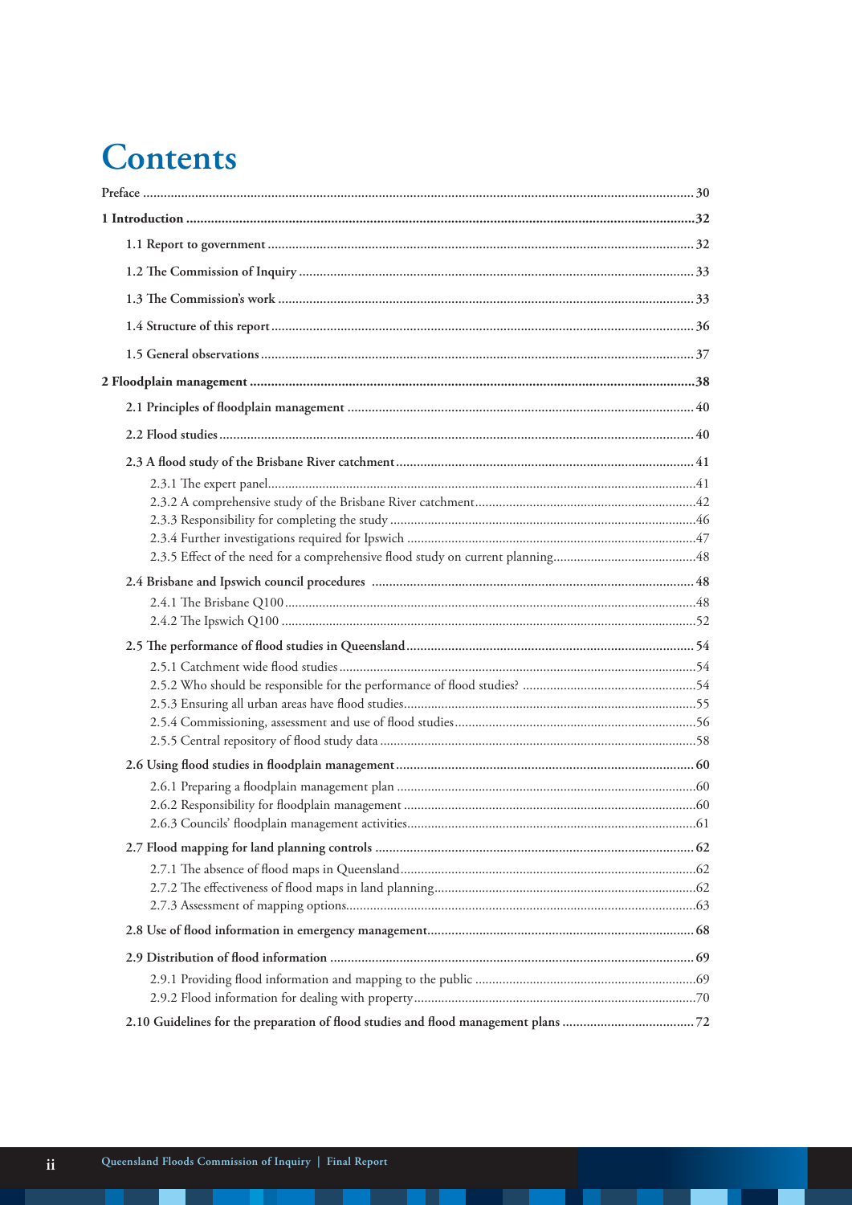# Contents

Preface ..... 30

**1 Introduction ..... 32**

- 1.1 Report to government ..... 32
- 1.2 The Commission of Inquiry ..... 33
- 1.3 The Commission's work ..... 33
- 1.4 Structure of this report ..... 36
- 1.5 General observations ..... 37

**2 Floodplain management ..... 38**

- 2.1 Principles of floodplain management ..... 40
- 2.2 Flood studies ..... 40
- 2.3 A flood study of the Brisbane River catchment ..... 41
  - 2.3.1 The expert panel ..... 41
  - 2.3.2 A comprehensive study of the Brisbane River catchment ..... 42
  - 2.3.3 Responsibility for completing the study ..... 46
  - 2.3.4 Further investigations required for Ipswich ..... 47
  - 2.3.5 Effect of the need for a comprehensive flood study on current planning ..... 48
- 2.4 Brisbane and Ipswich council procedures ..... 48
  - 2.4.1 The Brisbane Q100 ..... 48
  - 2.4.2 The Ipswich Q100 ..... 52
- 2.5 The performance of flood studies in Queensland ..... 54
  - 2.5.1 Catchment wide flood studies ..... 54
  - 2.5.2 Who should be responsible for the performance of flood studies? ..... 54
  - 2.5.3 Ensuring all urban areas have flood studies ..... 55
  - 2.5.4 Commissioning, assessment and use of flood studies ..... 56
  - 2.5.5 Central repository of flood study data ..... 58
- 2.6 Using flood studies in floodplain management ..... 60
  - 2.6.1 Preparing a floodplain management plan ..... 60
  - 2.6.2 Responsibility for floodplain management ..... 60
  - 2.6.3 Councils' floodplain management activities ..... 61
- 2.7 Flood mapping for land planning controls ..... 62
  - 2.7.1 The absence of flood maps in Queensland ..... 62
  - 2.7.2 The effectiveness of flood maps in land planning ..... 62
  - 2.7.3 Assessment of mapping options ..... 63
- 2.8 Use of flood information in emergency management ..... 68
- 2.9 Distribution of flood information ..... 69
  - 2.9.1 Providing flood information and mapping to the public ..... 69
  - 2.9.2 Flood information for dealing with property ..... 70
- 2.10 Guidelines for the preparation of flood studies and flood management plans ..... 72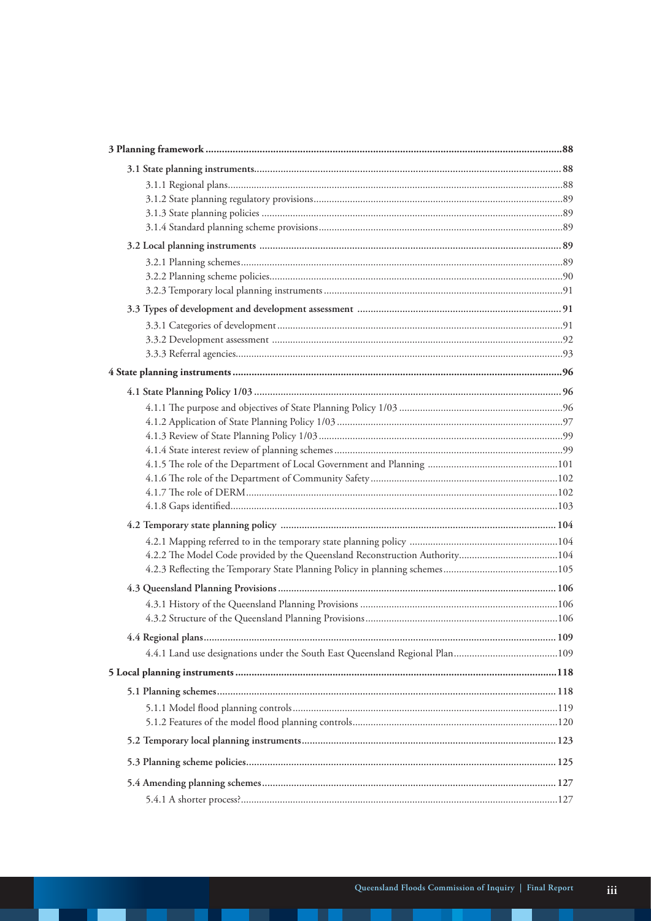**3 Planning framework** .....88

**3.1 State planning instruments** .....88

3.1.1 Regional plans .....88

3.1.2 State planning regulatory provisions .....89

3.1.3 State planning policies .....89

3.1.4 Standard planning scheme provisions .....89

**3.2 Local planning instruments** .....89

3.2.1 Planning schemes .....89

3.2.2 Planning scheme policies .....90

3.2.3 Temporary local planning instruments .....91

**3.3 Types of development and development assessment** .....91

3.3.1 Categories of development .....91

3.3.2 Development assessment .....92

3.3.3 Referral agencies .....93

**4 State planning instruments** .....96

**4.1 State Planning Policy 1/03** .....96

4.1.1 The purpose and objectives of State Planning Policy 1/03 .....96

4.1.2 Application of State Planning Policy 1/03 .....97

4.1.3 Review of State Planning Policy 1/03 .....99

4.1.4 State interest review of planning schemes .....99

4.1.5 The role of the Department of Local Government and Planning .....101

4.1.6 The role of the Department of Community Safety .....102

4.1.7 The role of DERM .....102

4.1.8 Gaps identified .....103

**4.2 Temporary state planning policy** .....104

4.2.1 Mapping referred to in the temporary state planning policy .....104

4.2.2 The Model Code provided by the Queensland Reconstruction Authority .....104

4.2.3 Reflecting the Temporary State Planning Policy in planning schemes .....105

**4.3 Queensland Planning Provisions** .....106

4.3.1 History of the Queensland Planning Provisions .....106

4.3.2 Structure of the Queensland Planning Provisions .....106

**4.4 Regional plans** .....109

4.4.1 Land use designations under the South East Queensland Regional Plan .....109

**5 Local planning instruments** .....118

**5.1 Planning schemes** .....118

5.1.1 Model flood planning controls .....119

5.1.2 Features of the model flood planning controls .....120

**5.2 Temporary local planning instruments** .....123

**5.3 Planning scheme policies** .....125

**5.4 Amending planning schemes** .....127

5.4.1 A shorter process? .....127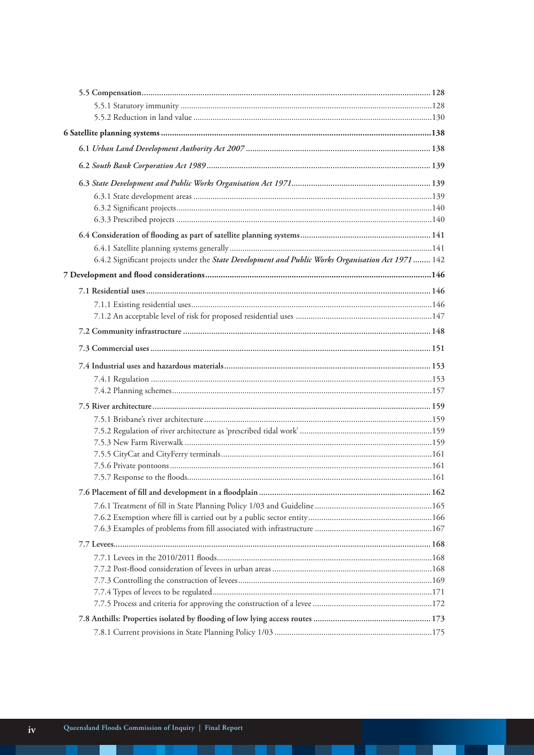**5.5 Compensation** .... 128

- 5.5.1 Statutory immunity .... 128
- 5.5.2 Reduction in land value .... 130

**6 Satellite planning systems** .... 138

**6.1 *Urban Land Development Authority Act 2007*** .... 138

**6.2 *South Bank Corporation Act 1989*** .... 139

**6.3 *State Development and Public Works Organisation Act 1971*** .... 139

- 6.3.1 State development areas .... 139
- 6.3.2 Significant projects .... 140
- 6.3.3 Prescribed projects .... 140

**6.4 Consideration of flooding as part of satellite planning systems** .... 141

- 6.4.1 Satellite planning systems generally .... 141
- 6.4.2 Significant projects under the ***State Development and Public Works Organisation Act 1971*** .... 142

**7 Development and flood considerations** .... 146

**7.1 Residential uses** .... 146

- 7.1.1 Existing residential uses .... 146
- 7.1.2 An acceptable level of risk for proposed residential uses .... 147

**7.2 Community infrastructure** .... 148

**7.3 Commercial uses** .... 151

**7.4 Industrial uses and hazardous materials** .... 153

- 7.4.1 Regulation .... 153
- 7.4.2 Planning schemes .... 157

**7.5 River architecture** .... 159

- 7.5.1 Brisbane's river architecture .... 159
- 7.5.2 Regulation of river architecture as 'prescribed tidal work' .... 159
- 7.5.3 New Farm Riverwalk .... 159
- 7.5.5 CityCat and CityFerry terminals .... 161
- 7.5.6 Private pontoons .... 161
- 7.5.7 Response to the floods .... 161

**7.6 Placement of fill and development in a floodplain** .... 162

- 7.6.1 Treatment of fill in State Planning Policy 1/03 and Guideline .... 165
- 7.6.2 Exemption where fill is carried out by a public sector entity .... 166
- 7.6.3 Examples of problems from fill associated with infrastructure .... 167

**7.7 Levees** .... 168

- 7.7.1 Levees in the 2010/2011 floods .... 168
- 7.7.2 Post-flood consideration of levees in urban areas .... 168
- 7.7.3 Controlling the construction of levees .... 169
- 7.7.4 Types of levees to be regulated .... 171
- 7.7.5 Process and criteria for approving the construction of a levee .... 172

**7.8 Anthills: Properties isolated by flooding of low lying access routes** .... 173

- 7.8.1 Current provisions in State Planning Policy 1/03 .... 175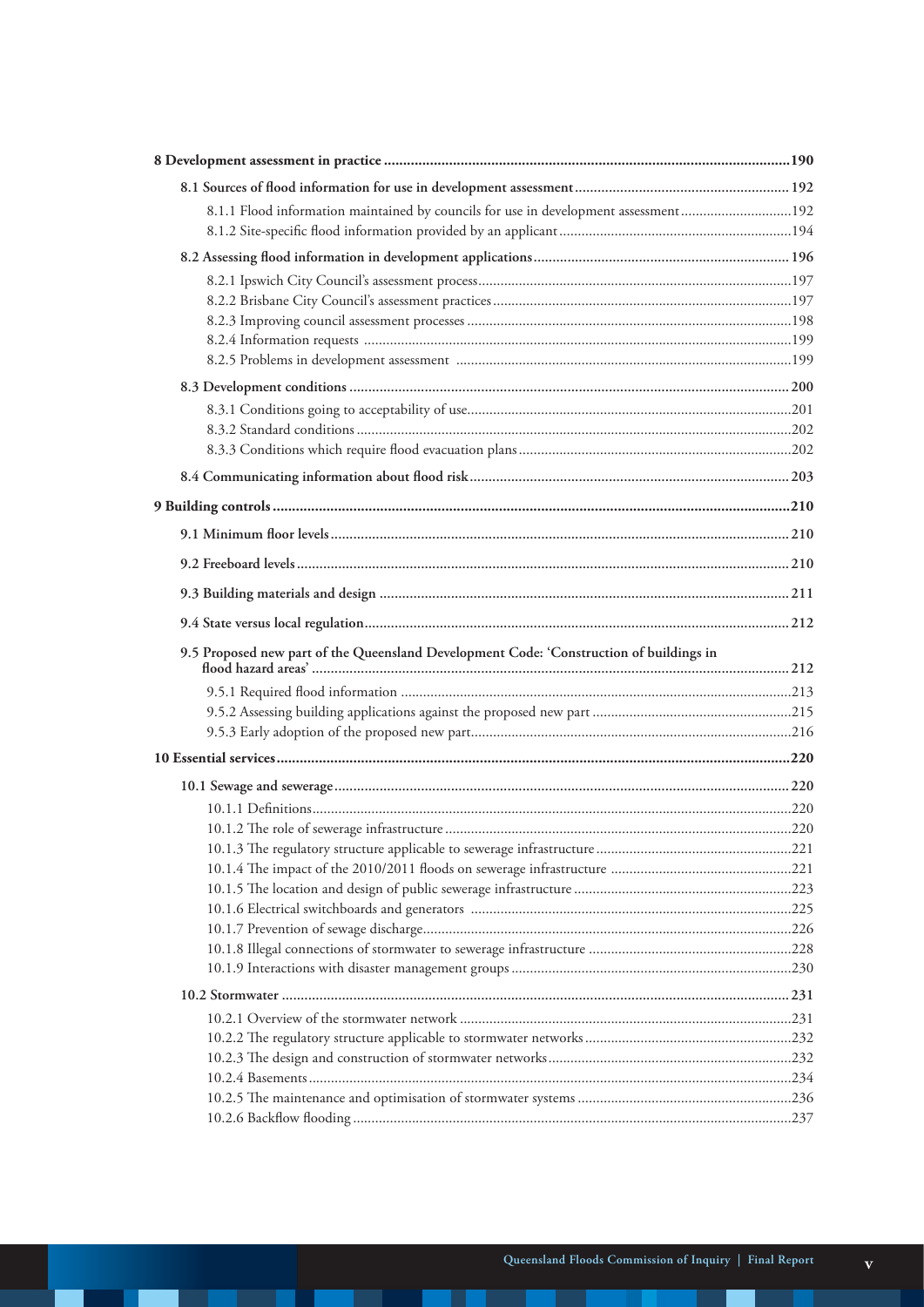**8 Development assessment in practice** ... 190

**8.1 Sources of flood information for use in development assessment** ... 192

8.1.1 Flood information maintained by councils for use in development assessment ... 192

8.1.2 Site-specific flood information provided by an applicant ... 194

**8.2 Assessing flood information in development applications** ... 196

8.2.1 Ipswich City Council's assessment process ... 197

8.2.2 Brisbane City Council's assessment practices ... 197

8.2.3 Improving council assessment processes ... 198

8.2.4 Information requests ... 199

8.2.5 Problems in development assessment ... 199

**8.3 Development conditions** ... 200

8.3.1 Conditions going to acceptability of use ... 201

8.3.2 Standard conditions ... 202

8.3.3 Conditions which require flood evacuation plans ... 202

**8.4 Communicating information about flood risk** ... 203

**9 Building controls** ... 210

**9.1 Minimum floor levels** ... 210

**9.2 Freeboard levels** ... 210

**9.3 Building materials and design** ... 211

**9.4 State versus local regulation** ... 212

**9.5 Proposed new part of the Queensland Development Code: 'Construction of buildings in flood hazard areas'** ... 212

9.5.1 Required flood information ... 213

9.5.2 Assessing building applications against the proposed new part ... 215

9.5.3 Early adoption of the proposed new part ... 216

**10 Essential services** ... 220

**10.1 Sewage and sewerage** ... 220

10.1.1 Definitions ... 220

10.1.2 The role of sewerage infrastructure ... 220

10.1.3 The regulatory structure applicable to sewerage infrastructure ... 221

10.1.4 The impact of the 2010/2011 floods on sewerage infrastructure ... 221

10.1.5 The location and design of public sewerage infrastructure ... 223

10.1.6 Electrical switchboards and generators ... 225

10.1.7 Prevention of sewage discharge ... 226

10.1.8 Illegal connections of stormwater to sewerage infrastructure ... 228

10.1.9 Interactions with disaster management groups ... 230

**10.2 Stormwater** ... 231

10.2.1 Overview of the stormwater network ... 231

10.2.2 The regulatory structure applicable to stormwater networks ... 232

10.2.3 The design and construction of stormwater networks ... 232

10.2.4 Basements ... 234

10.2.5 The maintenance and optimisation of stormwater systems ... 236

10.2.6 Backflow flooding ... 237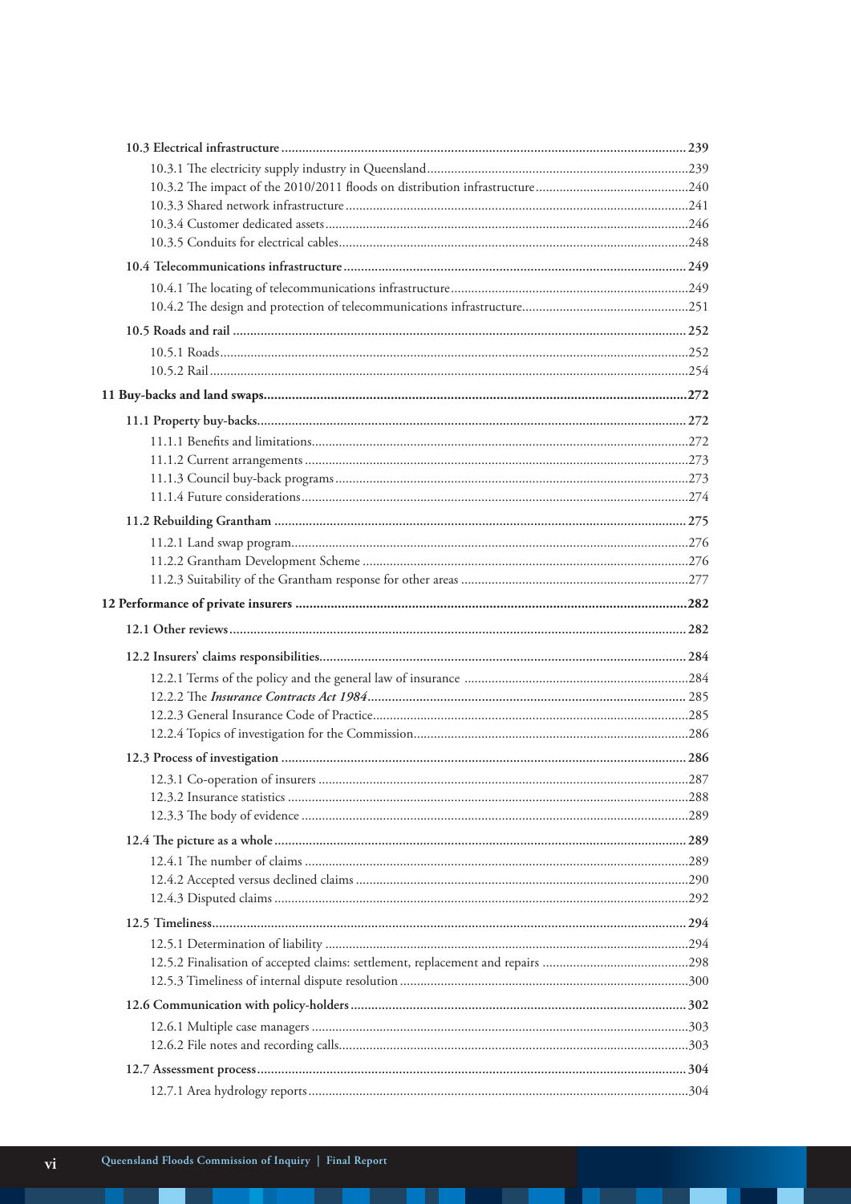10.3 Electrical infrastructure ....................................................................................................................... 239

10.3.1 The electricity supply industry in Queensland...........................................................................239
10.3.2 The impact of the 2010/2011 floods on distribution infrastructure............................................240
10.3.3 Shared network infrastructure ....................................................................................................241
10.3.4 Customer dedicated assets..........................................................................................................246
10.3.5 Conduits for electrical cables......................................................................................................248

10.4 Telecommunications infrastructure ................................................................................................... 249

10.4.1 The locating of telecommunications infrastructure.....................................................................249
10.4.2 The design and protection of telecommunications infrastructure................................................251

10.5 Roads and rail ................................................................................................................................... 252

10.5.1 Roads........................................................................................................................................252
10.5.2 Rail...........................................................................................................................................254

**11 Buy-backs and land swaps......................................................................................................................272**

11.1 Property buy-backs........................................................................................................................... 272

11.1.1 Benefits and limitations.............................................................................................................272
11.1.2 Current arrangements ...............................................................................................................273
11.1.3 Council buy-back programs.......................................................................................................273
11.1.4 Future considerations................................................................................................................274

11.2 Rebuilding Grantham ...................................................................................................................... 275

11.2.1 Land swap program...................................................................................................................276
11.2.2 Grantham Development Scheme ...............................................................................................276
11.2.3 Suitability of the Grantham response for other areas ..................................................................277

**12 Performance of private insurers ..............................................................................................................282**

12.1 Other reviews................................................................................................................................... 282

12.2 Insurers' claims responsibilities......................................................................................................... 284

12.2.1 Terms of the policy and the general law of insurance .................................................................284
12.2.2 The *Insurance Contracts Act 1984*............................................................................................ 285
12.2.3 General Insurance Code of Practice............................................................................................285
12.2.4 Topics of investigation for the Commission................................................................................286

12.3 Process of investigation .................................................................................................................... 286

12.3.1 Co-operation of insurers ...........................................................................................................287
12.3.2 Insurance statistics ....................................................................................................................288
12.3.3 The body of evidence ................................................................................................................289

12.4 The picture as a whole...................................................................................................................... 289

12.4.1 The number of claims ...............................................................................................................289
12.4.2 Accepted versus declined claims ................................................................................................290
12.4.3 Disputed claims ........................................................................................................................292

12.5 Timeliness........................................................................................................................................ 294

12.5.1 Determination of liability ..........................................................................................................294
12.5.2 Finalisation of accepted claims: settlement, replacement and repairs ..........................................298
12.5.3 Timeliness of internal dispute resolution ....................................................................................300

12.6 Communication with policy-holders................................................................................................ 302

12.6.1 Multiple case managers .............................................................................................................303
12.6.2 File notes and recording calls.....................................................................................................303

12.7 Assessment process........................................................................................................................... 304

12.7.1 Area hydrology reports..............................................................................................................304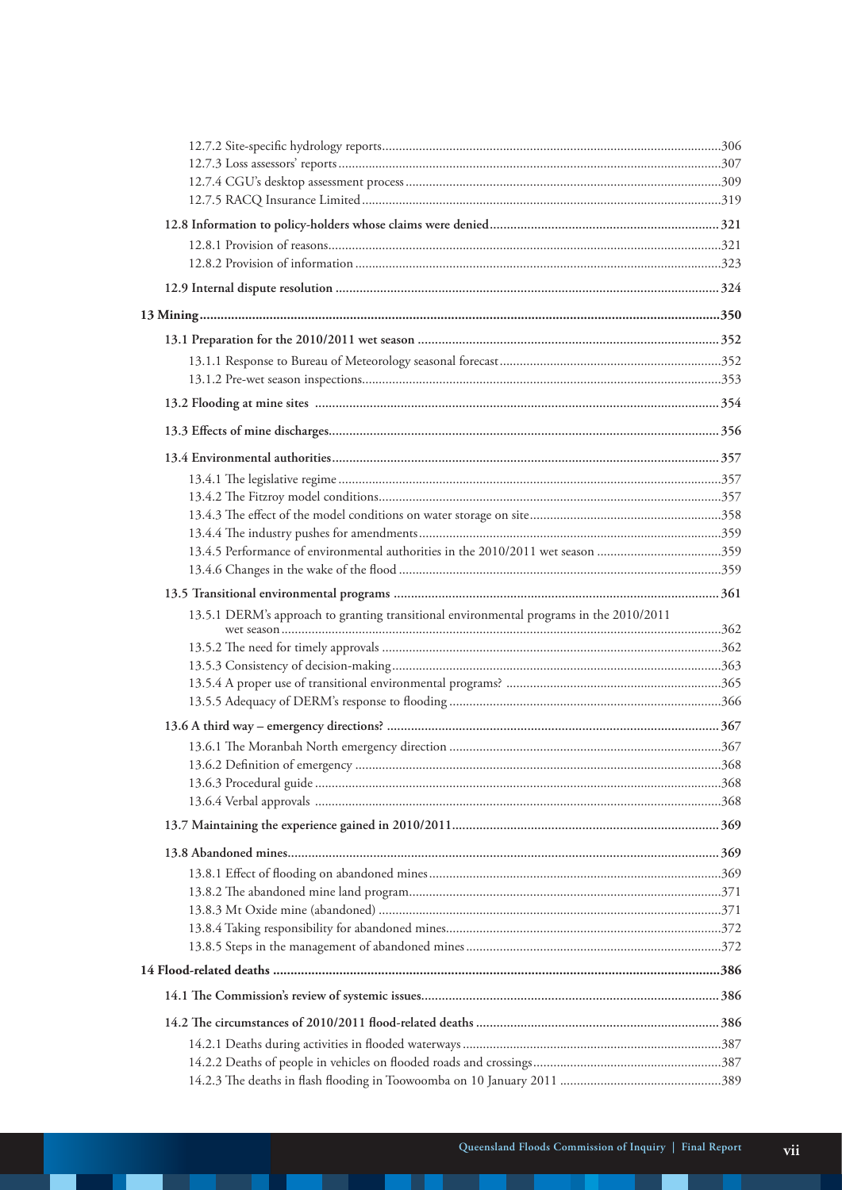12.7.2 Site-specific hydrology reports....306
12.7.3 Loss assessors' reports....307
12.7.4 CGU's desktop assessment process....309
12.7.5 RACQ Insurance Limited....319

**12.8 Information to policy-holders whose claims were denied....321**

12.8.1 Provision of reasons....321
12.8.2 Provision of information....323

**12.9 Internal dispute resolution....324**

**13 Mining....350**

**13.1 Preparation for the 2010/2011 wet season....352**

13.1.1 Response to Bureau of Meteorology seasonal forecast....352
13.1.2 Pre-wet season inspections....353

**13.2 Flooding at mine sites....354**

**13.3 Effects of mine discharges....356**

**13.4 Environmental authorities....357**

13.4.1 The legislative regime....357
13.4.2 The Fitzroy model conditions....357
13.4.3 The effect of the model conditions on water storage on site....358
13.4.4 The industry pushes for amendments....359
13.4.5 Performance of environmental authorities in the 2010/2011 wet season....359
13.4.6 Changes in the wake of the flood....359

**13.5 Transitional environmental programs....361**

13.5.1 DERM's approach to granting transitional environmental programs in the 2010/2011 wet season....362
13.5.2 The need for timely approvals....362
13.5.3 Consistency of decision-making....363
13.5.4 A proper use of transitional environmental programs?....365
13.5.5 Adequacy of DERM's response to flooding....366

**13.6 A third way – emergency directions?....367**

13.6.1 The Moranbah North emergency direction....367
13.6.2 Definition of emergency....368
13.6.3 Procedural guide....368
13.6.4 Verbal approvals....368

**13.7 Maintaining the experience gained in 2010/2011....369**

**13.8 Abandoned mines....369**

13.8.1 Effect of flooding on abandoned mines....369
13.8.2 The abandoned mine land program....371
13.8.3 Mt Oxide mine (abandoned)....371
13.8.4 Taking responsibility for abandoned mines....372
13.8.5 Steps in the management of abandoned mines....372

**14 Flood-related deaths....386**

**14.1 The Commission's review of systemic issues....386**

**14.2 The circumstances of 2010/2011 flood-related deaths....386**

14.2.1 Deaths during activities in flooded waterways....387
14.2.2 Deaths of people in vehicles on flooded roads and crossings....387
14.2.3 The deaths in flash flooding in Toowoomba on 10 January 2011....389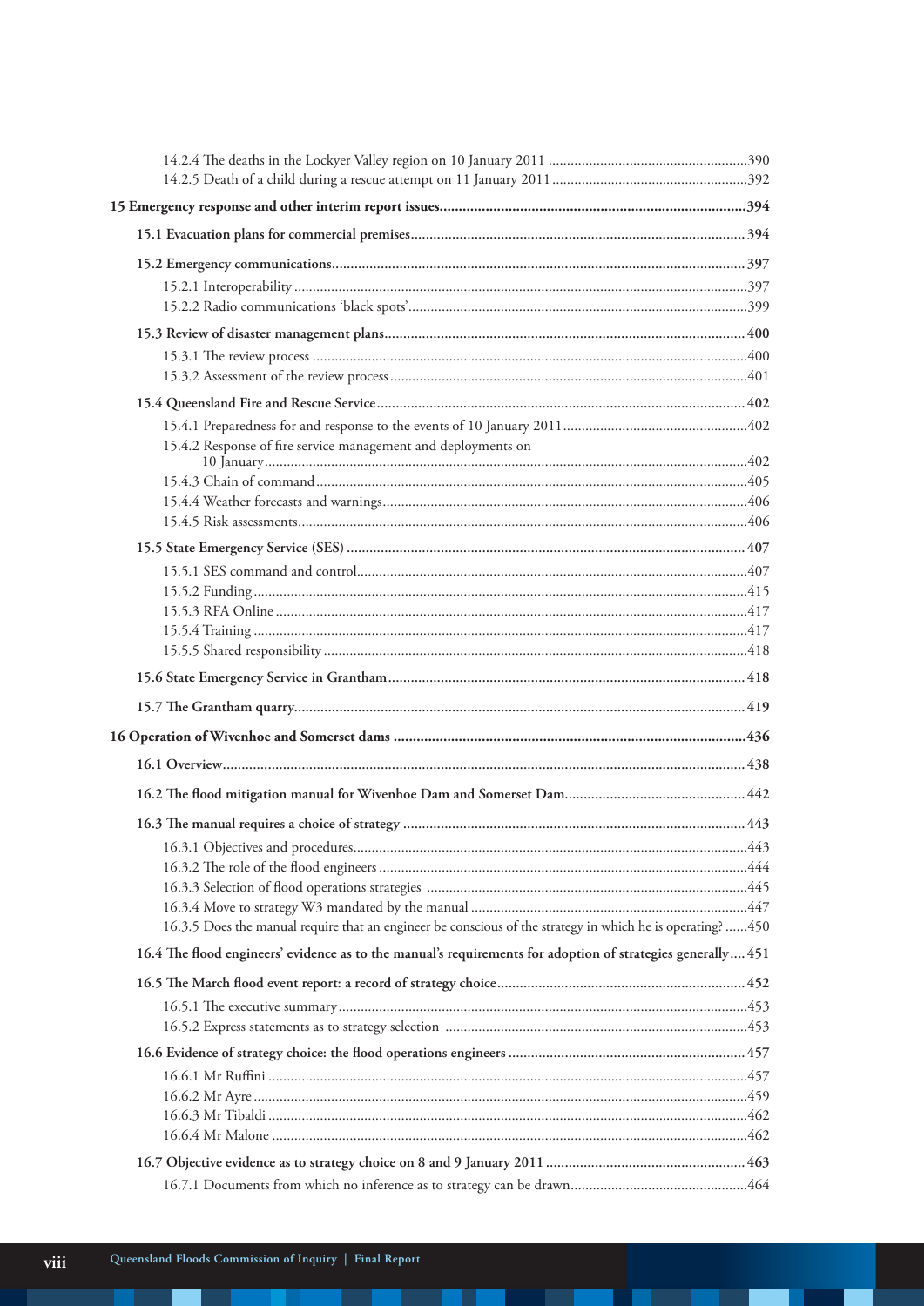14.2.4 The deaths in the Lockyer Valley region on 10 January 2011 ....................................................390
14.2.5 Death of a child during a rescue attempt on 11 January 2011 ....................................................392

**15 Emergency response and other interim report issues...............................................................................394**

**15.1 Evacuation plans for commercial premises........................................................................................394**

**15.2 Emergency communications..............................................................................................................397**

15.2.1 Interoperability ..........................................................................................................................397
15.2.2 Radio communications 'black spots'...........................................................................................399

**15.3 Review of disaster management plans................................................................................................400**

15.3.1 The review process .....................................................................................................................400
15.3.2 Assessment of the review process ...............................................................................................401

**15.4 Queensland Fire and Rescue Service..................................................................................................402**

15.4.1 Preparedness for and response to the events of 10 January 2011.................................................402
15.4.2 Response of fire service management and deployments on 10 January...................................................................................................................................402
15.4.3 Chain of command.....................................................................................................................405
15.4.4 Weather forecasts and warnings..................................................................................................406
15.4.5 Risk assessments.........................................................................................................................406

**15.5 State Emergency Service (SES) ..........................................................................................................407**

15.5.1 SES command and control.........................................................................................................407
15.5.2 Funding......................................................................................................................................415
15.5.3 RFA Online ...............................................................................................................................417
15.5.4 Training .....................................................................................................................................417
15.5.5 Shared responsibility ..................................................................................................................418

**15.6 State Emergency Service in Grantham...............................................................................................418**

**15.7 The Grantham quarry........................................................................................................................419**

**16 Operation of Wivenhoe and Somerset dams ............................................................................................436**

**16.1 Overview...........................................................................................................................................438**

**16.2 The flood mitigation manual for Wivenhoe Dam and Somerset Dam................................................442**

**16.3 The manual requires a choice of strategy ...........................................................................................443**

16.3.1 Objectives and procedures..........................................................................................................443
16.3.2 The role of the flood engineers ...................................................................................................444
16.3.3 Selection of flood operations strategies .......................................................................................445
16.3.4 Move to strategy W3 mandated by the manual ...........................................................................447
16.3.5 Does the manual require that an engineer be conscious of the strategy in which he is operating? ......450

**16.4 The flood engineers' evidence as to the manual's requirements for adoption of strategies generally.... 451**

**16.5 The March flood event report: a record of strategy choice..................................................................452**

16.5.1 The executive summary..............................................................................................................453
16.5.2 Express statements as to strategy selection .................................................................................453

**16.6 Evidence of strategy choice: the flood operations engineers ...............................................................457**

16.6.1 Mr Ruffini .................................................................................................................................457
16.6.2 Mr Ayre .....................................................................................................................................459
16.6.3 Mr Tibaldi .................................................................................................................................462
16.6.4 Mr Malone ................................................................................................................................462

**16.7 Objective evidence as to strategy choice on 8 and 9 January 2011 .....................................................463**

16.7.1 Documents from which no inference as to strategy can be drawn................................................464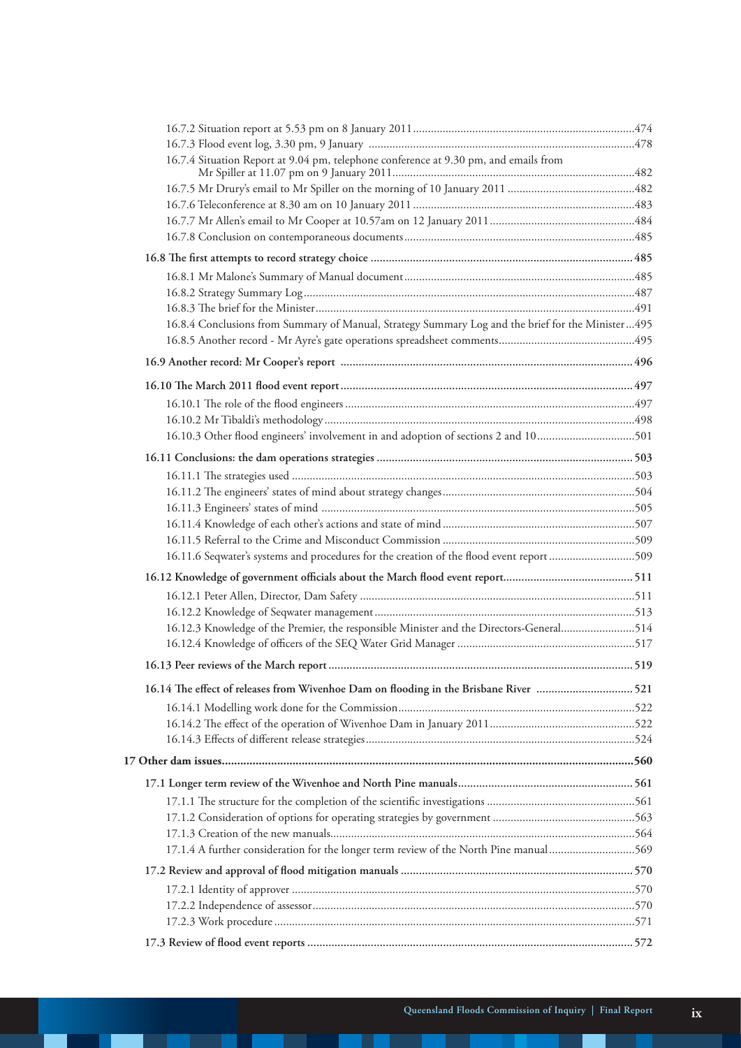16.7.2 Situation report at 5.53 pm on 8 January 2011 ....................................................................474
16.7.3 Flood event log, 3.30 pm, 9 January ....................................................................................478
16.7.4 Situation Report at 9.04 pm, telephone conference at 9.30 pm, and emails from Mr Spiller at 11.07 pm on 9 January 2011 ....................................................................................482
16.7.5 Mr Drury's email to Mr Spiller on the morning of 10 January 2011 ........................................482
16.7.6 Teleconference at 8.30 am on 10 January 2011 ....................................................................483
16.7.7 Mr Allen's email to Mr Cooper at 10.57am on 12 January 2011 ............................................484
16.7.8 Conclusion on contemporaneous documents ..........................................................................485

**16.8 The first attempts to record strategy choice ........................................................................ 485**

16.8.1 Mr Malone's Summary of Manual document ..........................................................................485
16.8.2 Strategy Summary Log ...........................................................................................................487
16.8.3 The brief for the Minister .......................................................................................................491
16.8.4 Conclusions from Summary of Manual, Strategy Summary Log and the brief for the Minister ...495
16.8.5 Another record - Mr Ayre's gate operations spreadsheet comments .........................................495

**16.9 Another record: Mr Cooper's report ...................................................................................... 496**

**16.10 The March 2011 flood event report ..................................................................................... 497**

16.10.1 The role of the flood engineers ............................................................................................497
16.10.2 Mr Tibaldi's methodology .....................................................................................................498
16.10.3 Other flood engineers' involvement in and adoption of sections 2 and 10 ............................501

**16.11 Conclusions: the dam operations strategies ........................................................................ 503**

16.11.1 The strategies used ...............................................................................................................503
16.11.2 The engineers' states of mind about strategy changes ..........................................................504
16.11.3 Engineers' states of mind ......................................................................................................505
16.11.4 Knowledge of each other's actions and state of mind ...........................................................507
16.11.5 Referral to the Crime and Misconduct Commission .............................................................509
16.11.6 Seqwater's systems and procedures for the creation of the flood event report .......................509

**16.12 Knowledge of government officials about the March flood event report .............................. 511**

16.12.1 Peter Allen, Director, Dam Safety .........................................................................................511
16.12.2 Knowledge of Seqwater management ...................................................................................513
16.12.3 Knowledge of the Premier, the responsible Minister and the Directors-General .....................514
16.12.4 Knowledge of officers of the SEQ Water Grid Manager .......................................................517

**16.13 Peer reviews of the March report ......................................................................................... 519**

**16.14 The effect of releases from Wivenhoe Dam on flooding in the Brisbane River ..................... 521**

16.14.1 Modelling work done for the Commission ............................................................................522
16.14.2 The effect of the operation of Wivenhoe Dam in January 2011 ............................................522
16.14.3 Effects of different release strategies ....................................................................................524

**17 Other dam issues ................................................................................................................................ 560**

**17.1 Longer term review of the Wivenhoe and North Pine manuals ............................................... 561**

17.1.1 The structure for the completion of the scientific investigations .............................................561
17.1.2 Consideration of options for operating strategies by government ............................................563
17.1.3 Creation of the new manuals ..................................................................................................564
17.1.4 A further consideration for the longer term review of the North Pine manual .........................569

**17.2 Review and approval of flood mitigation manuals .................................................................. 570**

17.2.1 Identity of approver ................................................................................................................570
17.2.2 Independence of assessor .......................................................................................................570
17.2.3 Work procedure ......................................................................................................................571

**17.3 Review of flood event reports ................................................................................................. 572**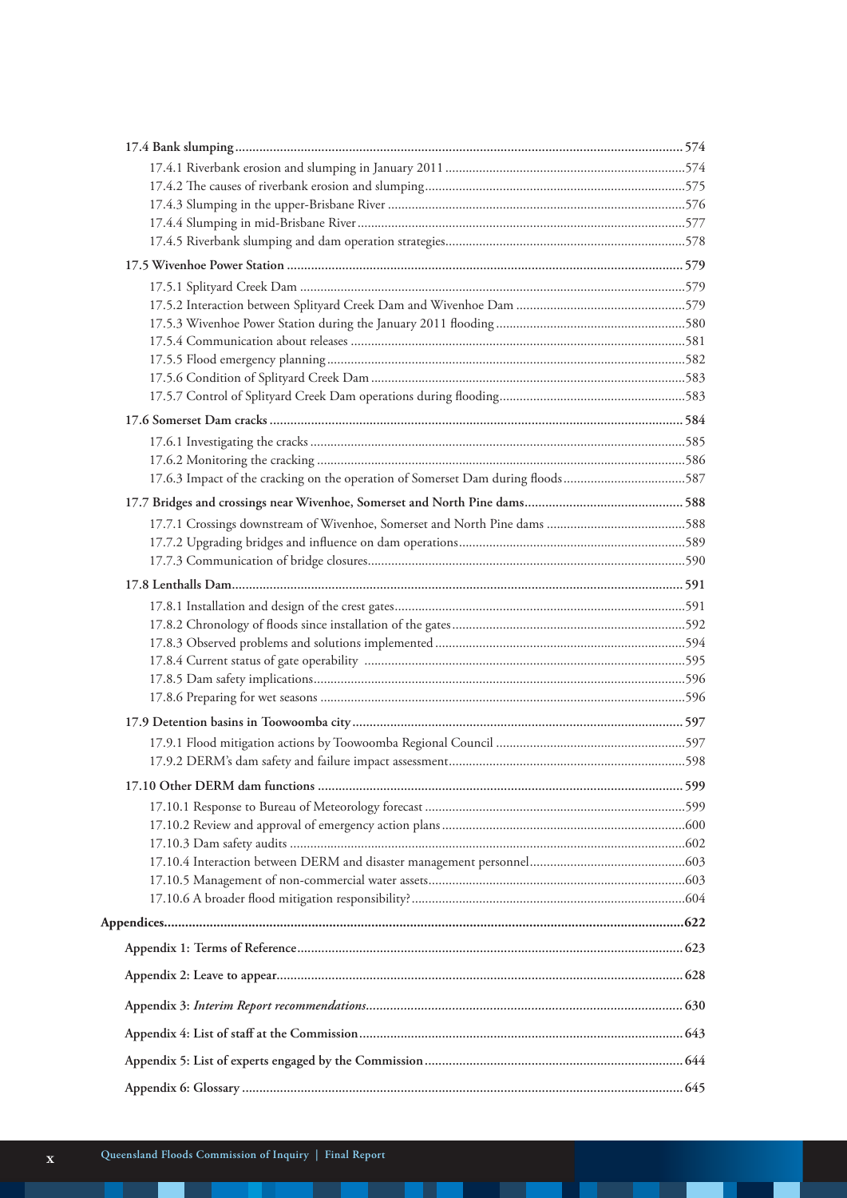**17.4 Bank slumping** ..... 574

17.4.1 Riverbank erosion and slumping in January 2011 ..... 574
17.4.2 The causes of riverbank erosion and slumping ..... 575
17.4.3 Slumping in the upper-Brisbane River ..... 576
17.4.4 Slumping in mid-Brisbane River ..... 577
17.4.5 Riverbank slumping and dam operation strategies ..... 578

**17.5 Wivenhoe Power Station** ..... 579

17.5.1 Splityard Creek Dam ..... 579
17.5.2 Interaction between Splityard Creek Dam and Wivenhoe Dam ..... 579
17.5.3 Wivenhoe Power Station during the January 2011 flooding ..... 580
17.5.4 Communication about releases ..... 581
17.5.5 Flood emergency planning ..... 582
17.5.6 Condition of Splityard Creek Dam ..... 583
17.5.7 Control of Splityard Creek Dam operations during flooding ..... 583

**17.6 Somerset Dam cracks** ..... 584

17.6.1 Investigating the cracks ..... 585
17.6.2 Monitoring the cracking ..... 586
17.6.3 Impact of the cracking on the operation of Somerset Dam during floods ..... 587

**17.7 Bridges and crossings near Wivenhoe, Somerset and North Pine dams** ..... 588

17.7.1 Crossings downstream of Wivenhoe, Somerset and North Pine dams ..... 588
17.7.2 Upgrading bridges and influence on dam operations ..... 589
17.7.3 Communication of bridge closures ..... 590

**17.8 Lenthalls Dam** ..... 591

17.8.1 Installation and design of the crest gates ..... 591
17.8.2 Chronology of floods since installation of the gates ..... 592
17.8.3 Observed problems and solutions implemented ..... 594
17.8.4 Current status of gate operability ..... 595
17.8.5 Dam safety implications ..... 596
17.8.6 Preparing for wet seasons ..... 596

**17.9 Detention basins in Toowoomba city** ..... 597

17.9.1 Flood mitigation actions by Toowoomba Regional Council ..... 597
17.9.2 DERM's dam safety and failure impact assessment ..... 598

**17.10 Other DERM dam functions** ..... 599

17.10.1 Response to Bureau of Meteorology forecast ..... 599
17.10.2 Review and approval of emergency action plans ..... 600
17.10.3 Dam safety audits ..... 602
17.10.4 Interaction between DERM and disaster management personnel ..... 603
17.10.5 Management of non-commercial water assets ..... 603
17.10.6 A broader flood mitigation responsibility? ..... 604

**Appendices** ..... 622

**Appendix 1: Terms of Reference** ..... 623

**Appendix 2: Leave to appear** ..... 628

**Appendix 3: *Interim Report recommendations*** ..... 630

**Appendix 4: List of staff at the Commission** ..... 643

**Appendix 5: List of experts engaged by the Commission** ..... 644

**Appendix 6: Glossary** ..... 645